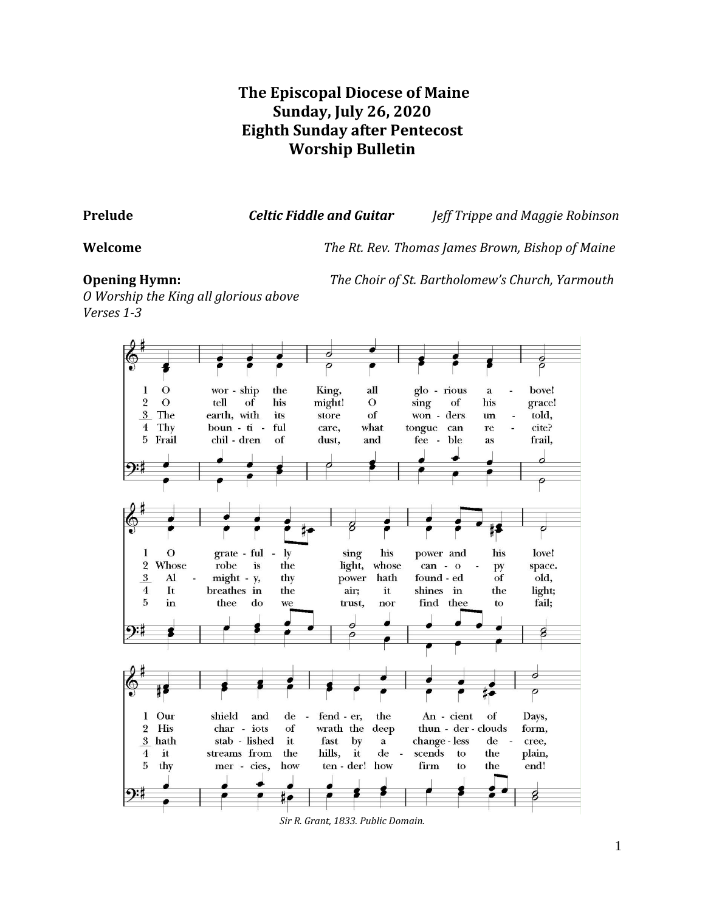# The Episcopal Diocese of Maine
# Sunday, July 26, 2020
# Eighth Sunday after Pentecost
# Worship Bulletin

**Prelude** *Celtic Fiddle and Guitar* *Jeff Trippe and Maggie Robinson*

**Welcome** *The Rt. Rev. Thomas James Brown, Bishop of Maine*

**Opening Hymn:** *The Choir of St. Bartholomew's Church, Yarmouth*
*O Worship the King all glorious above*
*Verses 1-3*

1 O worship the King, all glorious above!
O gratefully sing his power and his love!
Our shield and defender, the Ancient of Days,

2 O tell of his might! O sing of his grace!
Whose robe is the light, whose canopy space.
His chariots of wrath the deep thunder-clouds form,

3 The earth, with its store of wonders untold,
Almighty, thy power hath founded of old,
hath stablished it fast by a changeless decree,

4 Thy bountiful care, what tongue can recite?
It breathes in the air; it shines in the light;
it streams from the hills, it descends to the plain,

5 Frail children of dust, and feeble as frail,
in thee do we trust, nor find thee to fail;
thy mercies, how tender! how firm to the end!

*Sir R. Grant, 1833. Public Domain.*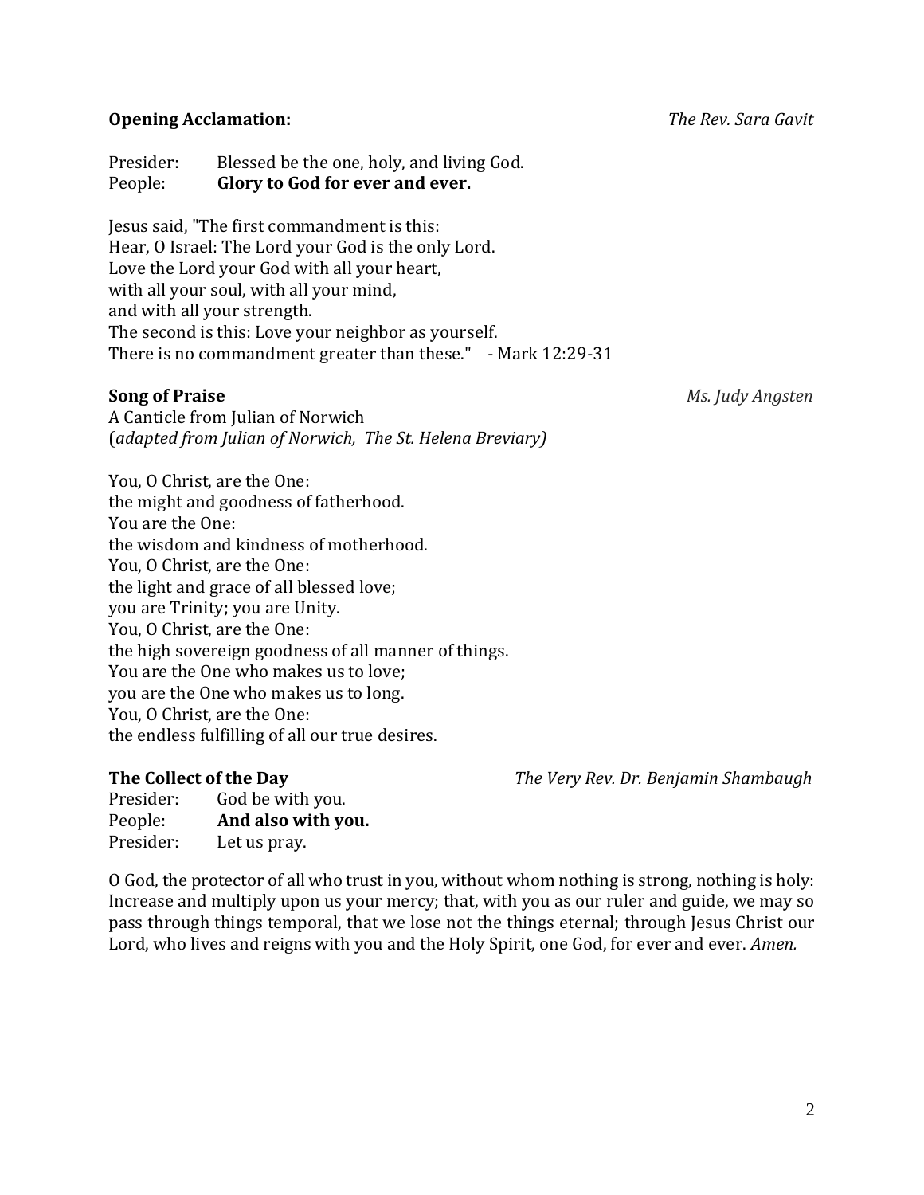**Opening Acclamation:** *The Rev. Sara Gavit*

Presider: Blessed be the one, holy, and living God.
People: **Glory to God for ever and ever.**

Jesus said, "The first commandment is this:
Hear, O Israel: The Lord your God is the only Lord.
Love the Lord your God with all your heart,
with all your soul, with all your mind,
and with all your strength.
The second is this: Love your neighbor as yourself.
There is no commandment greater than these." - Mark 12:29-31

**Song of Praise** *Ms. Judy Angsten*

A Canticle from Julian of Norwich
(*adapted from Julian of Norwich, The St. Helena Breviary)*

You, O Christ, are the One:
the might and goodness of fatherhood.
You are the One:
the wisdom and kindness of motherhood.
You, O Christ, are the One:
the light and grace of all blessed love;
you are Trinity; you are Unity.
You, O Christ, are the One:
the high sovereign goodness of all manner of things.
You are the One who makes us to love;
you are the One who makes us to long.
You, O Christ, are the One:
the endless fulfilling of all our true desires.

**The Collect of the Day** *The Very Rev. Dr. Benjamin Shambaugh*

Presider: God be with you.
People: **And also with you.**
Presider: Let us pray.

O God, the protector of all who trust in you, without whom nothing is strong, nothing is holy: Increase and multiply upon us your mercy; that, with you as our ruler and guide, we may so pass through things temporal, that we lose not the things eternal; through Jesus Christ our Lord, who lives and reigns with you and the Holy Spirit, one God, for ever and ever. *Amen.*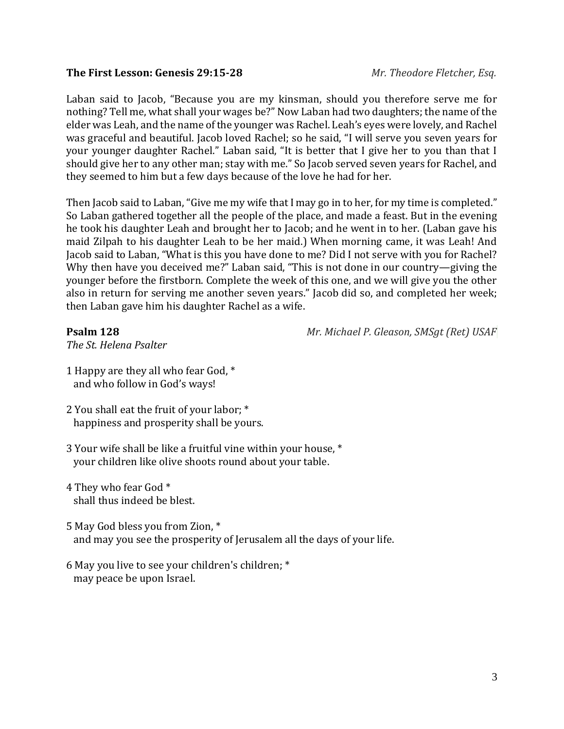**The First Lesson: Genesis 29:15-28** *Mr. Theodore Fletcher, Esq.*

Laban said to Jacob, "Because you are my kinsman, should you therefore serve me for nothing? Tell me, what shall your wages be?" Now Laban had two daughters; the name of the elder was Leah, and the name of the younger was Rachel. Leah's eyes were lovely, and Rachel was graceful and beautiful. Jacob loved Rachel; so he said, "I will serve you seven years for your younger daughter Rachel." Laban said, "It is better that I give her to you than that I should give her to any other man; stay with me." So Jacob served seven years for Rachel, and they seemed to him but a few days because of the love he had for her.

Then Jacob said to Laban, "Give me my wife that I may go in to her, for my time is completed." So Laban gathered together all the people of the place, and made a feast. But in the evening he took his daughter Leah and brought her to Jacob; and he went in to her. (Laban gave his maid Zilpah to his daughter Leah to be her maid.) When morning came, it was Leah! And Jacob said to Laban, "What is this you have done to me? Did I not serve with you for Rachel? Why then have you deceived me?" Laban said, "This is not done in our country—giving the younger before the firstborn. Complete the week of this one, and we will give you the other also in return for serving me another seven years." Jacob did so, and completed her week; then Laban gave him his daughter Rachel as a wife.

**Psalm 128** *Mr. Michael P. Gleason, SMSgt (Ret) USAF*
*The St. Helena Psalter*

1 Happy are they all who fear God, *
  and who follow in God's ways!

2 You shall eat the fruit of your labor; *
  happiness and prosperity shall be yours.

3 Your wife shall be like a fruitful vine within your house, *
  your children like olive shoots round about your table.

4 They who fear God *
  shall thus indeed be blest.

5 May God bless you from Zion, *
  and may you see the prosperity of Jerusalem all the days of your life.

6 May you live to see your children's children; *
  may peace be upon Israel.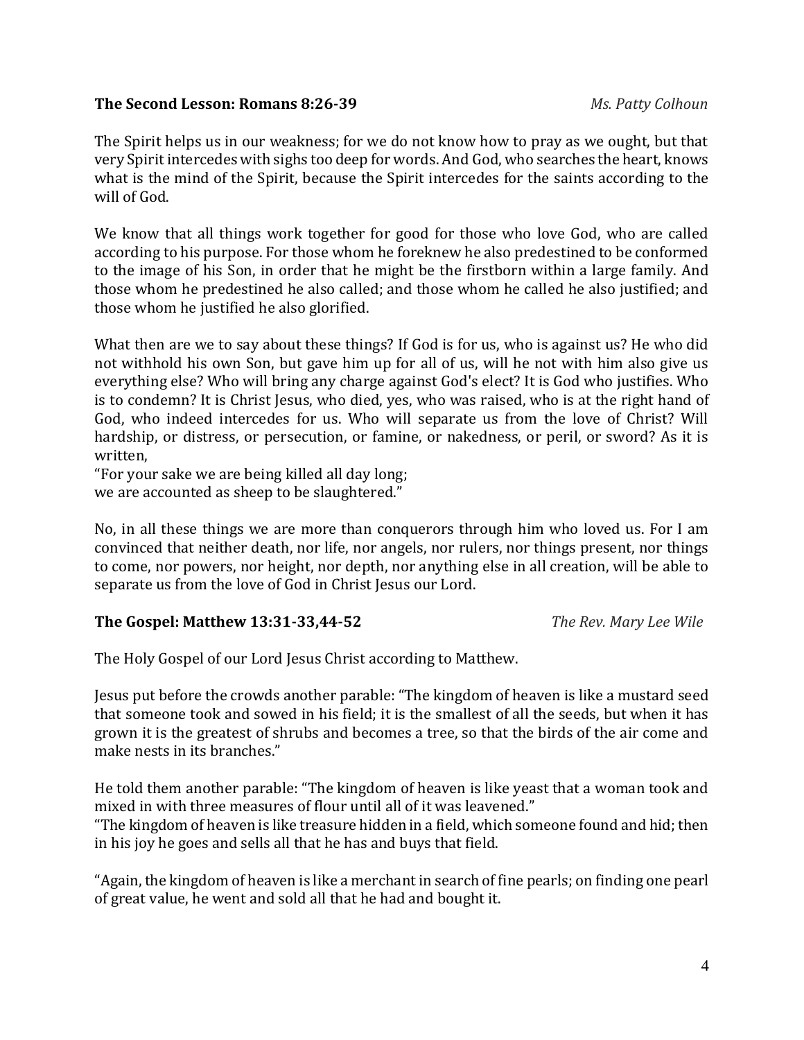**The Second Lesson: Romans 8:26-39** *Ms. Patty Colhoun*

The Spirit helps us in our weakness; for we do not know how to pray as we ought, but that very Spirit intercedes with sighs too deep for words. And God, who searches the heart, knows what is the mind of the Spirit, because the Spirit intercedes for the saints according to the will of God.

We know that all things work together for good for those who love God, who are called according to his purpose. For those whom he foreknew he also predestined to be conformed to the image of his Son, in order that he might be the firstborn within a large family. And those whom he predestined he also called; and those whom he called he also justified; and those whom he justified he also glorified.

What then are we to say about these things? If God is for us, who is against us? He who did not withhold his own Son, but gave him up for all of us, will he not with him also give us everything else? Who will bring any charge against God's elect? It is God who justifies. Who is to condemn? It is Christ Jesus, who died, yes, who was raised, who is at the right hand of God, who indeed intercedes for us. Who will separate us from the love of Christ? Will hardship, or distress, or persecution, or famine, or nakedness, or peril, or sword? As it is written,
"For your sake we are being killed all day long;
we are accounted as sheep to be slaughtered."

No, in all these things we are more than conquerors through him who loved us. For I am convinced that neither death, nor life, nor angels, nor rulers, nor things present, nor things to come, nor powers, nor height, nor depth, nor anything else in all creation, will be able to separate us from the love of God in Christ Jesus our Lord.

**The Gospel: Matthew 13:31-33,44-52** *The Rev. Mary Lee Wile*

The Holy Gospel of our Lord Jesus Christ according to Matthew.

Jesus put before the crowds another parable: "The kingdom of heaven is like a mustard seed that someone took and sowed in his field; it is the smallest of all the seeds, but when it has grown it is the greatest of shrubs and becomes a tree, so that the birds of the air come and make nests in its branches."

He told them another parable: "The kingdom of heaven is like yeast that a woman took and mixed in with three measures of flour until all of it was leavened."
"The kingdom of heaven is like treasure hidden in a field, which someone found and hid; then in his joy he goes and sells all that he has and buys that field.

"Again, the kingdom of heaven is like a merchant in search of fine pearls; on finding one pearl of great value, he went and sold all that he had and bought it.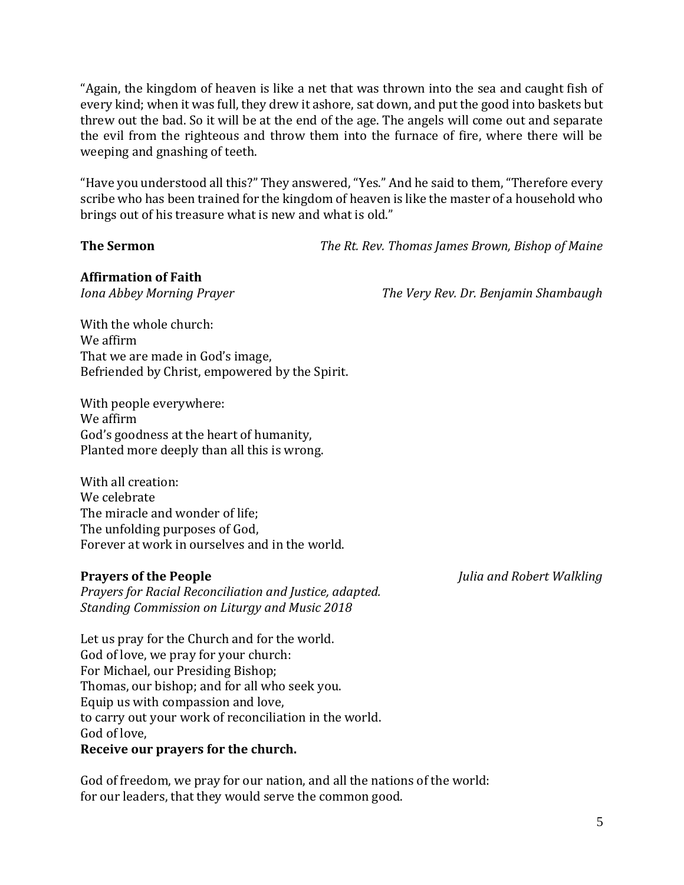"Again, the kingdom of heaven is like a net that was thrown into the sea and caught fish of every kind; when it was full, they drew it ashore, sat down, and put the good into baskets but threw out the bad. So it will be at the end of the age. The angels will come out and separate the evil from the righteous and throw them into the furnace of fire, where there will be weeping and gnashing of teeth.

"Have you understood all this?" They answered, "Yes." And he said to them, "Therefore every scribe who has been trained for the kingdom of heaven is like the master of a household who brings out of his treasure what is new and what is old."

**The Sermon** *The Rt. Rev. Thomas James Brown, Bishop of Maine*

**Affirmation of Faith**
*Iona Abbey Morning Prayer* *The Very Rev. Dr. Benjamin Shambaugh*

With the whole church:
We affirm
That we are made in God's image,
Befriended by Christ, empowered by the Spirit.

With people everywhere:
We affirm
God's goodness at the heart of humanity,
Planted more deeply than all this is wrong.

With all creation:
We celebrate
The miracle and wonder of life;
The unfolding purposes of God,
Forever at work in ourselves and in the world.

**Prayers of the People** *Julia and Robert Walkling*
*Prayers for Racial Reconciliation and Justice, adapted.*
*Standing Commission on Liturgy and Music 2018*

Let us pray for the Church and for the world.
God of love, we pray for your church:
For Michael, our Presiding Bishop;
Thomas, our bishop; and for all who seek you.
Equip us with compassion and love,
to carry out your work of reconciliation in the world.
God of love,
**Receive our prayers for the church.**

God of freedom, we pray for our nation, and all the nations of the world:
for our leaders, that they would serve the common good.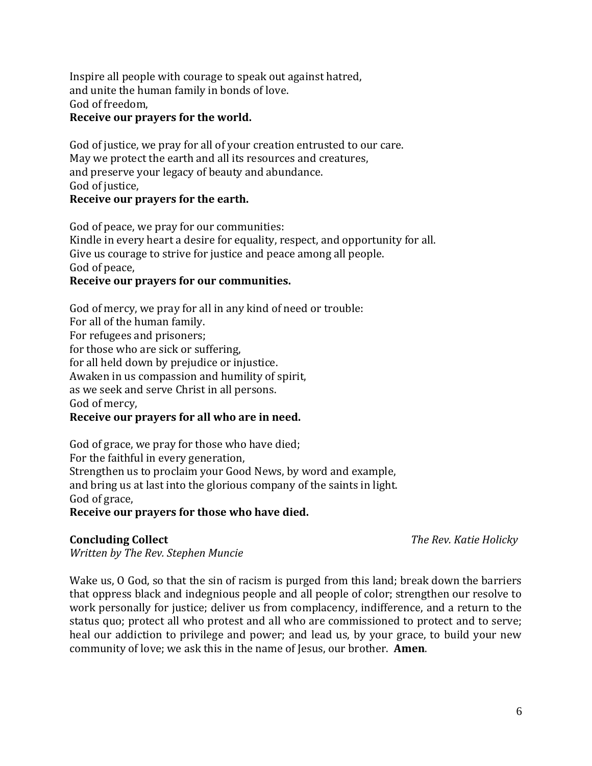Inspire all people with courage to speak out against hatred,
and unite the human family in bonds of love.
God of freedom,
**Receive our prayers for the world.**

God of justice, we pray for all of your creation entrusted to our care.
May we protect the earth and all its resources and creatures,
and preserve your legacy of beauty and abundance.
God of justice,
**Receive our prayers for the earth.**

God of peace, we pray for our communities:
Kindle in every heart a desire for equality, respect, and opportunity for all.
Give us courage to strive for justice and peace among all people.
God of peace,
**Receive our prayers for our communities.**

God of mercy, we pray for all in any kind of need or trouble:
For all of the human family.
For refugees and prisoners;
for those who are sick or suffering,
for all held down by prejudice or injustice.
Awaken in us compassion and humility of spirit,
as we seek and serve Christ in all persons.
God of mercy,
**Receive our prayers for all who are in need.**

God of grace, we pray for those who have died;
For the faithful in every generation,
Strengthen us to proclaim your Good News, by word and example,
and bring us at last into the glorious company of the saints in light.
God of grace,
**Receive our prayers for those who have died.**

**Concluding Collect** *The Rev. Katie Holicky*
*Written by The Rev. Stephen Muncie*

Wake us, O God, so that the sin of racism is purged from this land; break down the barriers that oppress black and indegnious people and all people of color; strengthen our resolve to work personally for justice; deliver us from complacency, indifference, and a return to the status quo; protect all who protest and all who are commissioned to protect and to serve; heal our addiction to privilege and power; and lead us, by your grace, to build your new community of love; we ask this in the name of Jesus, our brother. **Amen**.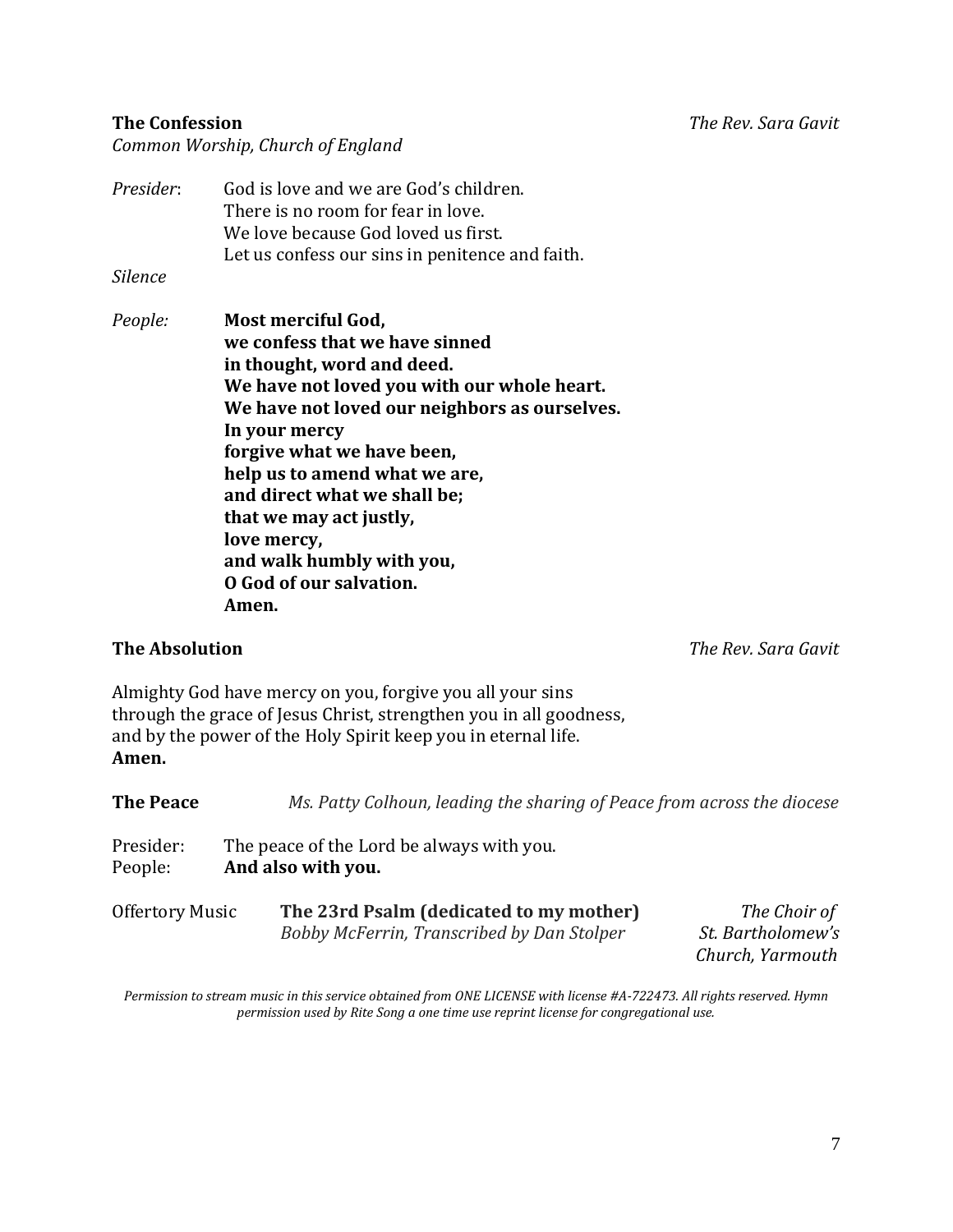**The Confession** *The Rev. Sara Gavit*

*Common Worship, Church of England*

*Presider*: God is love and we are God's children.
There is no room for fear in love.
We love because God loved us first.
Let us confess our sins in penitence and faith.

*Silence*

*People:* **Most merciful God,**
**we confess that we have sinned**
**in thought, word and deed.**
**We have not loved you with our whole heart.**
**We have not loved our neighbors as ourselves.**
**In your mercy**
**forgive what we have been,**
**help us to amend what we are,**
**and direct what we shall be;**
**that we may act justly,**
**love mercy,**
**and walk humbly with you,**
**O God of our salvation.**
**Amen.**

**The Absolution** *The Rev. Sara Gavit*

Almighty God have mercy on you, forgive you all your sins
through the grace of Jesus Christ, strengthen you in all goodness,
and by the power of the Holy Spirit keep you in eternal life.
**Amen.**

**The Peace** *Ms. Patty Colhoun, leading the sharing of Peace from across the diocese*

Presider: The peace of the Lord be always with you.
People: **And also with you.**

Offertory Music **The 23rd Psalm (dedicated to my mother)** *The Choir of St. Bartholomew's Church, Yarmouth*
*Bobby McFerrin, Transcribed by Dan Stolper*

*Permission to stream music in this service obtained from ONE LICENSE with license #A-722473. All rights reserved. Hymn permission used by Rite Song a one time use reprint license for congregational use.*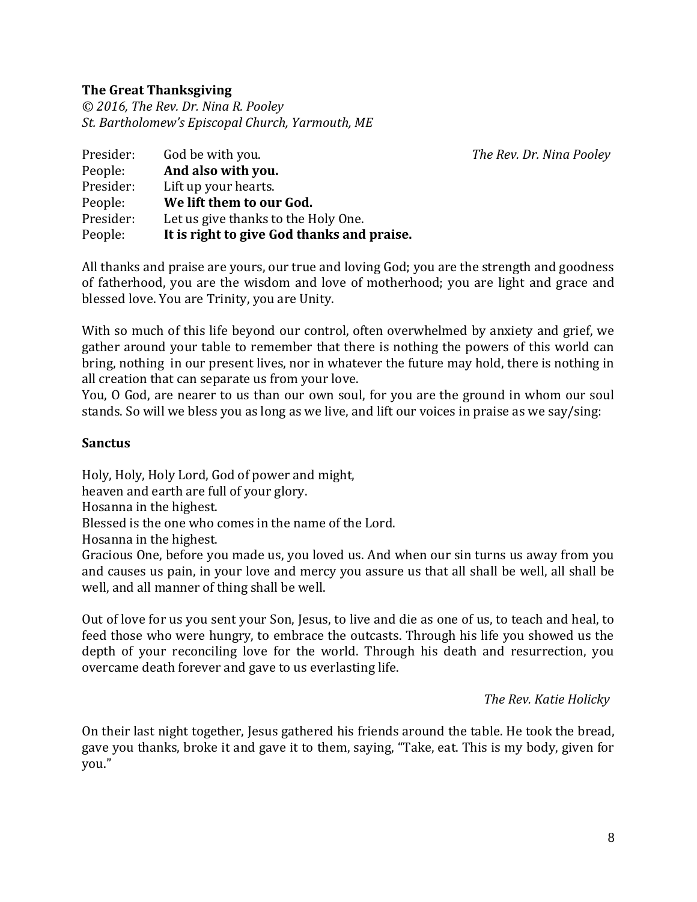**The Great Thanksgiving**
*© 2016, The Rev. Dr. Nina R. Pooley*
*St. Bartholomew's Episcopal Church, Yarmouth, ME*

*The Rev. Dr. Nina Pooley*

Presider: God be with you.
People: **And also with you.**
Presider: Lift up your hearts.
People: **We lift them to our God.**
Presider: Let us give thanks to the Holy One.
People: **It is right to give God thanks and praise.**

All thanks and praise are yours, our true and loving God; you are the strength and goodness of fatherhood, you are the wisdom and love of motherhood; you are light and grace and blessed love. You are Trinity, you are Unity.

With so much of this life beyond our control, often overwhelmed by anxiety and grief, we gather around your table to remember that there is nothing the powers of this world can bring, nothing in our present lives, nor in whatever the future may hold, there is nothing in all creation that can separate us from your love.
You, O God, are nearer to us than our own soul, for you are the ground in whom our soul stands. So will we bless you as long as we live, and lift our voices in praise as we say/sing:

**Sanctus**

Holy, Holy, Holy Lord, God of power and might,
heaven and earth are full of your glory.
Hosanna in the highest.
Blessed is the one who comes in the name of the Lord.
Hosanna in the highest.
Gracious One, before you made us, you loved us. And when our sin turns us away from you and causes us pain, in your love and mercy you assure us that all shall be well, all shall be well, and all manner of thing shall be well.

Out of love for us you sent your Son, Jesus, to live and die as one of us, to teach and heal, to feed those who were hungry, to embrace the outcasts. Through his life you showed us the depth of your reconciling love for the world. Through his death and resurrection, you overcame death forever and gave to us everlasting life.

*The Rev. Katie Holicky*

On their last night together, Jesus gathered his friends around the table. He took the bread, gave you thanks, broke it and gave it to them, saying, "Take, eat. This is my body, given for you."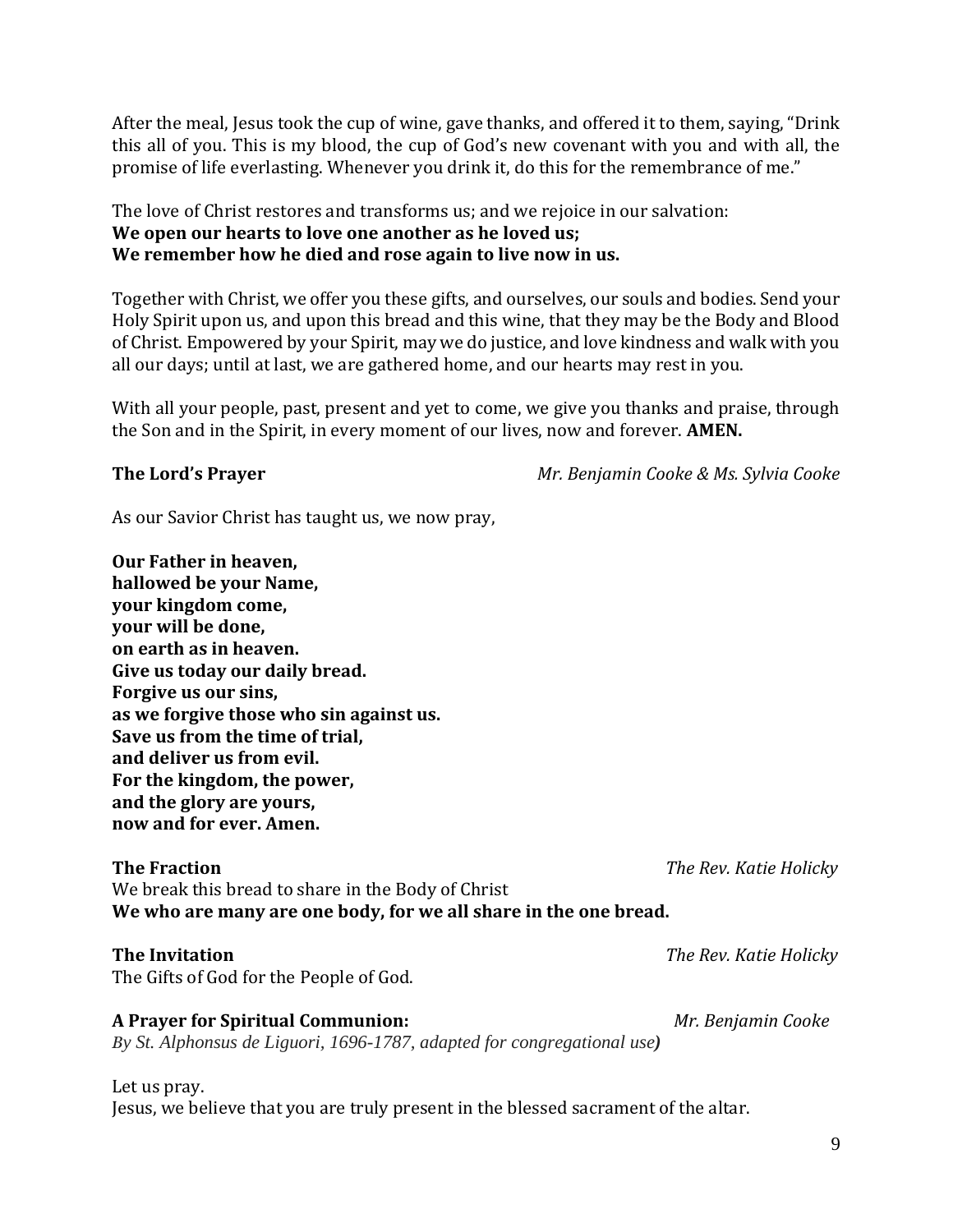After the meal, Jesus took the cup of wine, gave thanks, and offered it to them, saying, "Drink this all of you. This is my blood, the cup of God's new covenant with you and with all, the promise of life everlasting. Whenever you drink it, do this for the remembrance of me."

The love of Christ restores and transforms us; and we rejoice in our salvation:
**We open our hearts to love one another as he loved us;**
**We remember how he died and rose again to live now in us.**

Together with Christ, we offer you these gifts, and ourselves, our souls and bodies. Send your Holy Spirit upon us, and upon this bread and this wine, that they may be the Body and Blood of Christ. Empowered by your Spirit, may we do justice, and love kindness and walk with you all our days; until at last, we are gathered home, and our hearts may rest in you.

With all your people, past, present and yet to come, we give you thanks and praise, through the Son and in the Spirit, in every moment of our lives, now and forever. **AMEN.**

**The Lord's Prayer** *Mr. Benjamin Cooke & Ms. Sylvia Cooke*

As our Savior Christ has taught us, we now pray,

**Our Father in heaven,**
**hallowed be your Name,**
**your kingdom come,**
**your will be done,**
**on earth as in heaven.**
**Give us today our daily bread.**
**Forgive us our sins,**
**as we forgive those who sin against us.**
**Save us from the time of trial,**
**and deliver us from evil.**
**For the kingdom, the power,**
**and the glory are yours,**
**now and for ever. Amen.**

**The Fraction** *The Rev. Katie Holicky*
We break this bread to share in the Body of Christ
**We who are many are one body, for we all share in the one bread.**

**The Invitation** *The Rev. Katie Holicky*
The Gifts of God for the People of God.

**A Prayer for Spiritual Communion:** *Mr. Benjamin Cooke*
*By St. Alphonsus de Liguori, 1696-1787, adapted for congregational use)*

Let us pray.
Jesus, we believe that you are truly present in the blessed sacrament of the altar.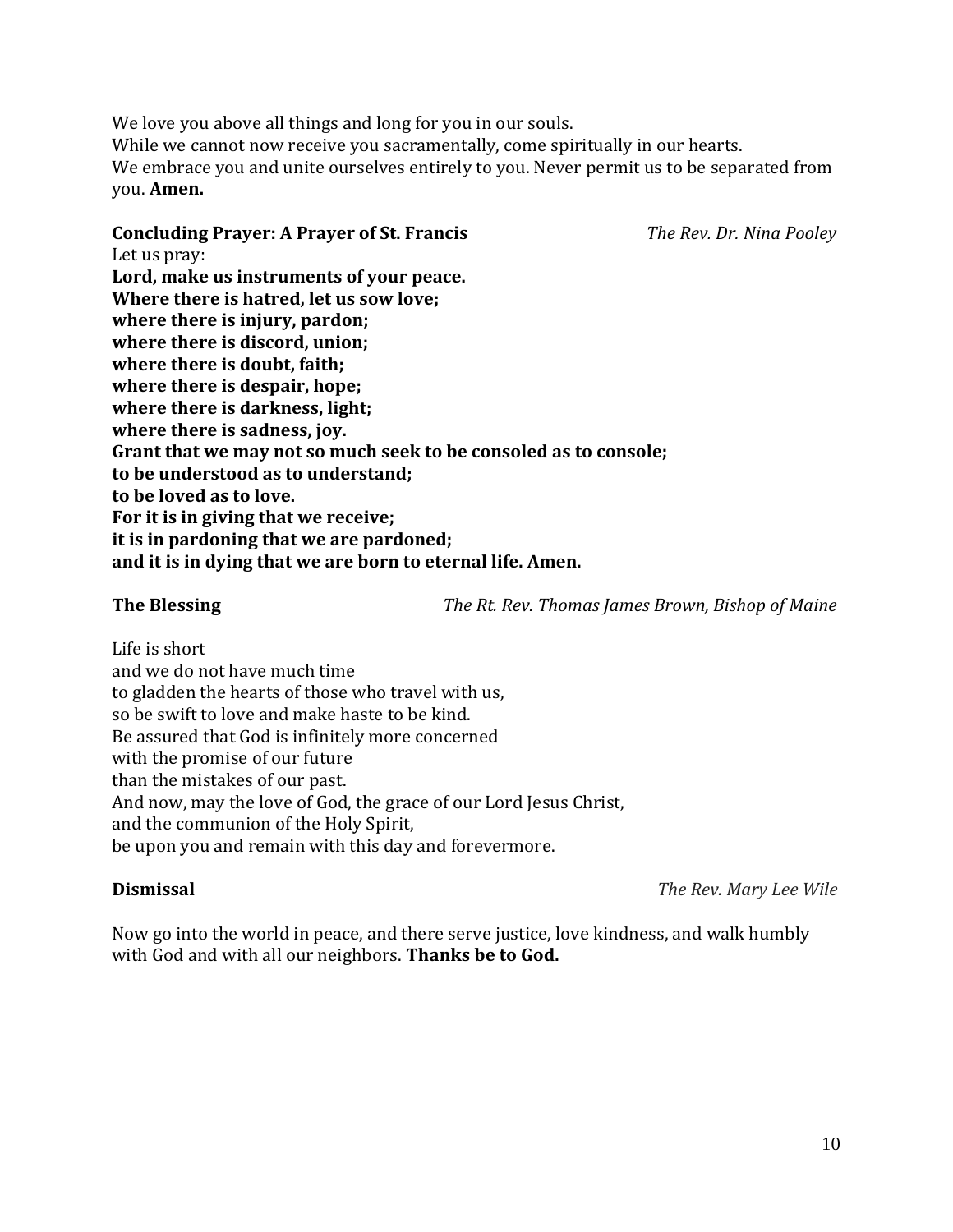We love you above all things and long for you in our souls.
While we cannot now receive you sacramentally, come spiritually in our hearts.
We embrace you and unite ourselves entirely to you. Never permit us to be separated from you. **Amen.**

**Concluding Prayer: A Prayer of St. Francis** *The Rev. Dr. Nina Pooley*

Let us pray:
**Lord, make us instruments of your peace.**
**Where there is hatred, let us sow love;**
**where there is injury, pardon;**
**where there is discord, union;**
**where there is doubt, faith;**
**where there is despair, hope;**
**where there is darkness, light;**
**where there is sadness, joy.**
**Grant that we may not so much seek to be consoled as to console;**
**to be understood as to understand;**
**to be loved as to love.**
**For it is in giving that we receive;**
**it is in pardoning that we are pardoned;**
**and it is in dying that we are born to eternal life. Amen.**

**The Blessing** *The Rt. Rev. Thomas James Brown, Bishop of Maine*

Life is short
and we do not have much time
to gladden the hearts of those who travel with us,
so be swift to love and make haste to be kind.
Be assured that God is infinitely more concerned
with the promise of our future
than the mistakes of our past.
And now, may the love of God, the grace of our Lord Jesus Christ,
and the communion of the Holy Spirit,
be upon you and remain with this day and forevermore.

**Dismissal** *The Rev. Mary Lee Wile*

Now go into the world in peace, and there serve justice, love kindness, and walk humbly with God and with all our neighbors. **Thanks be to God.**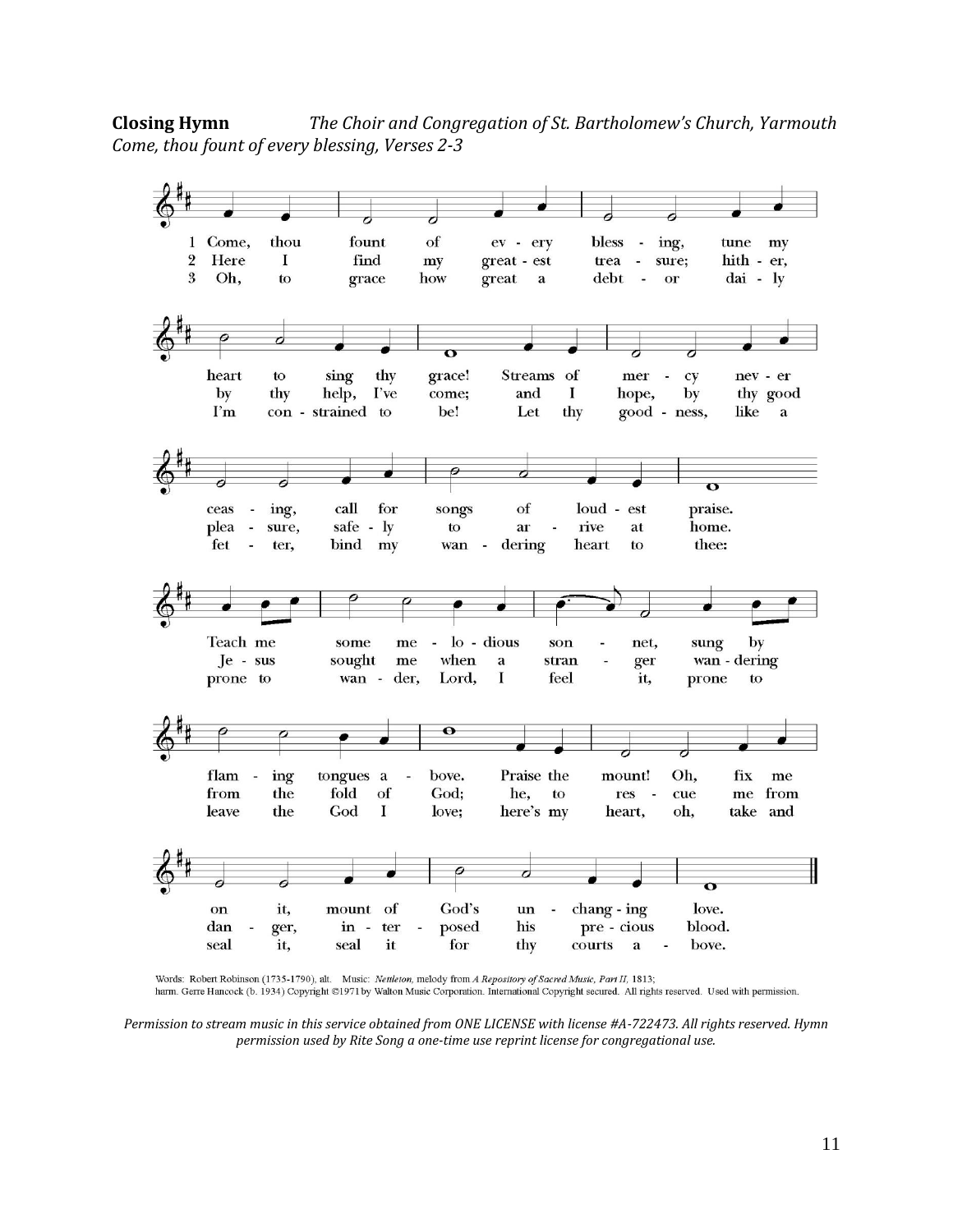**Closing Hymn** *The Choir and Congregation of St. Bartholomew's Church, Yarmouth*
*Come, thou fount of every blessing, Verses 2-3*

1 Come, thou fount of every blessing, tune my heart to sing thy grace! Streams of mercy never ceasing, call for songs of loudest praise. Teach me some melodious sonnet, sung by flaming tongues above. Praise the mount! Oh, fix me on it, mount of God's unchanging love.

2 Here I find my greatest treasure; hither, by thy help, I've come; and I hope, by thy good pleasure, safely to arrive at home. Jesus sought me when a stranger wandering from the fold of God; he, to rescue me from danger, interposed his precious blood.

3 Oh, to grace how great a debtor daily I'm constrained to be! Let thy goodness, like a fetter, bind my wandering heart to thee: prone to wander, Lord, I feel it, prone to leave the God I love; here's my heart, oh, take and seal it, seal it for thy courts above.

Words: Robert Robinson (1735-1790), alt. Music: *Nettleton*, melody from *A Repository of Sacred Music, Part II*, 1813; harm. Gerre Hancock (b. 1934) Copyright ©1971 by Walton Music Corporation. International Copyright secured. All rights reserved. Used with permission.

*Permission to stream music in this service obtained from ONE LICENSE with license #A-722473. All rights reserved. Hymn permission used by Rite Song a one-time use reprint license for congregational use.*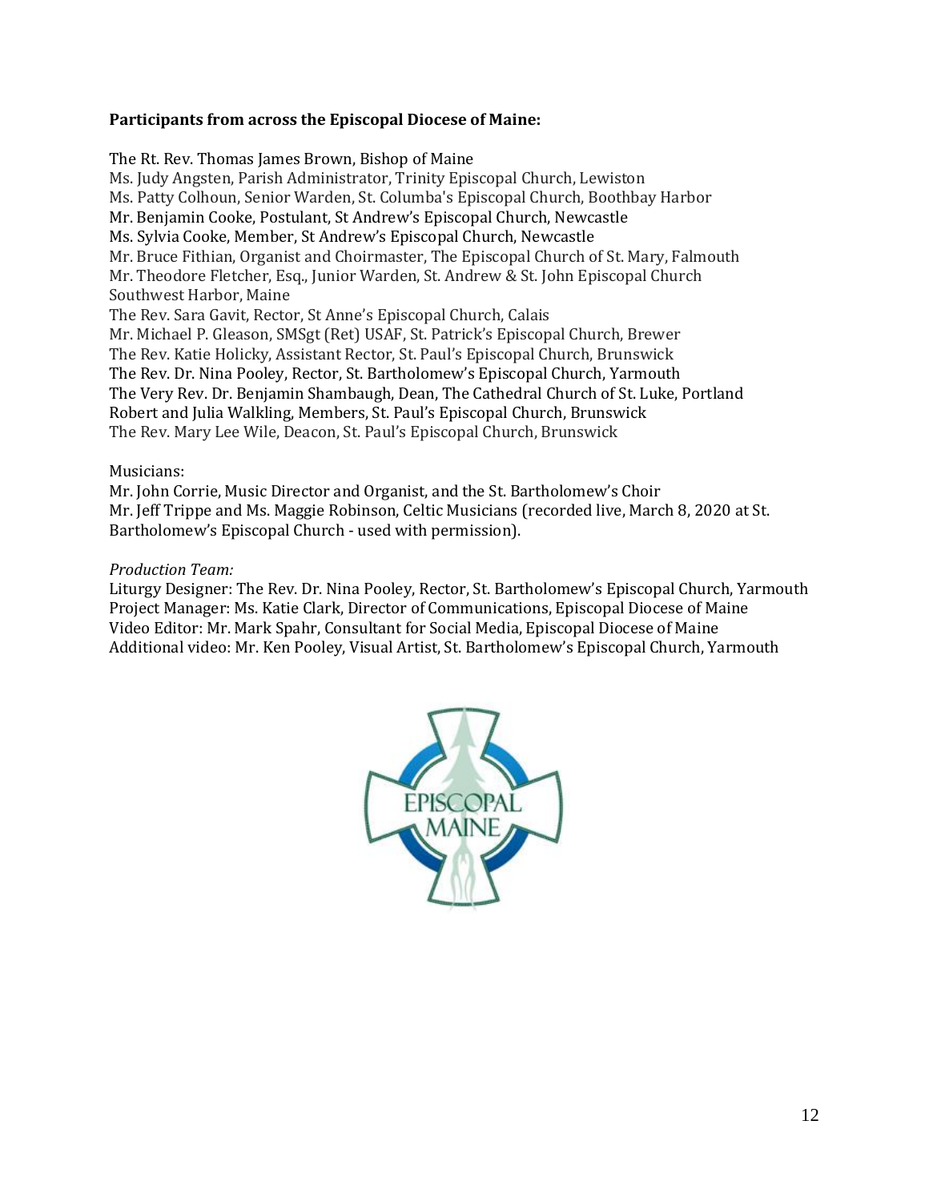**Participants from across the Episcopal Diocese of Maine:**

The Rt. Rev. Thomas James Brown, Bishop of Maine
Ms. Judy Angsten, Parish Administrator, Trinity Episcopal Church, Lewiston
Ms. Patty Colhoun, Senior Warden, St. Columba's Episcopal Church, Boothbay Harbor
Mr. Benjamin Cooke, Postulant, St Andrew's Episcopal Church, Newcastle
Ms. Sylvia Cooke, Member, St Andrew's Episcopal Church, Newcastle
Mr. Bruce Fithian, Organist and Choirmaster, The Episcopal Church of St. Mary, Falmouth
Mr. Theodore Fletcher, Esq., Junior Warden, St. Andrew & St. John Episcopal Church
Southwest Harbor, Maine
The Rev. Sara Gavit, Rector, St Anne's Episcopal Church, Calais
Mr. Michael P. Gleason, SMSgt (Ret) USAF, St. Patrick's Episcopal Church, Brewer
The Rev. Katie Holicky, Assistant Rector, St. Paul's Episcopal Church, Brunswick
The Rev. Dr. Nina Pooley, Rector, St. Bartholomew's Episcopal Church, Yarmouth
The Very Rev. Dr. Benjamin Shambaugh, Dean, The Cathedral Church of St. Luke, Portland
Robert and Julia Walkling, Members, St. Paul's Episcopal Church, Brunswick
The Rev. Mary Lee Wile, Deacon, St. Paul's Episcopal Church, Brunswick

Musicians:
Mr. John Corrie, Music Director and Organist, and the St. Bartholomew's Choir
Mr. Jeff Trippe and Ms. Maggie Robinson, Celtic Musicians (recorded live, March 8, 2020 at St. Bartholomew's Episcopal Church - used with permission).

*Production Team:*
Liturgy Designer: The Rev. Dr. Nina Pooley, Rector, St. Bartholomew's Episcopal Church, Yarmouth
Project Manager: Ms. Katie Clark, Director of Communications, Episcopal Diocese of Maine
Video Editor: Mr. Mark Spahr, Consultant for Social Media, Episcopal Diocese of Maine
Additional video: Mr. Ken Pooley, Visual Artist, St. Bartholomew's Episcopal Church, Yarmouth

EPISCOPAL MAINE